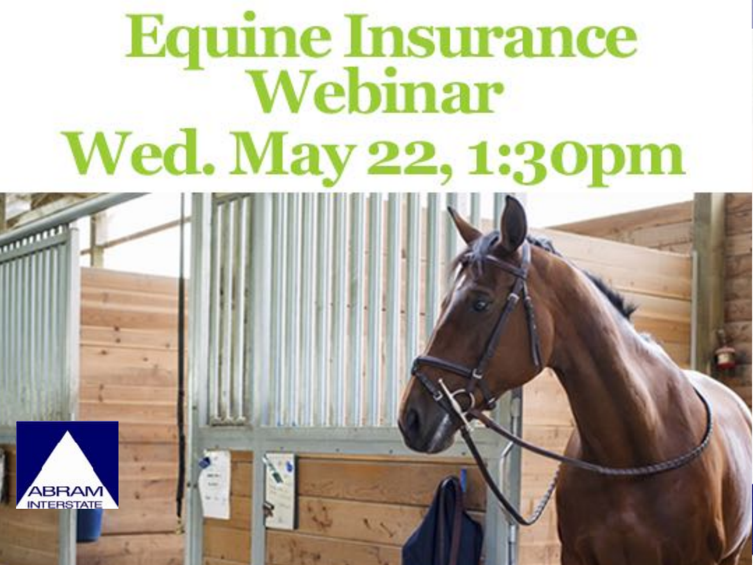# Equine Insurance Webinar

# Wed. May 22, 1:30pm

ABRAM INTERSTATE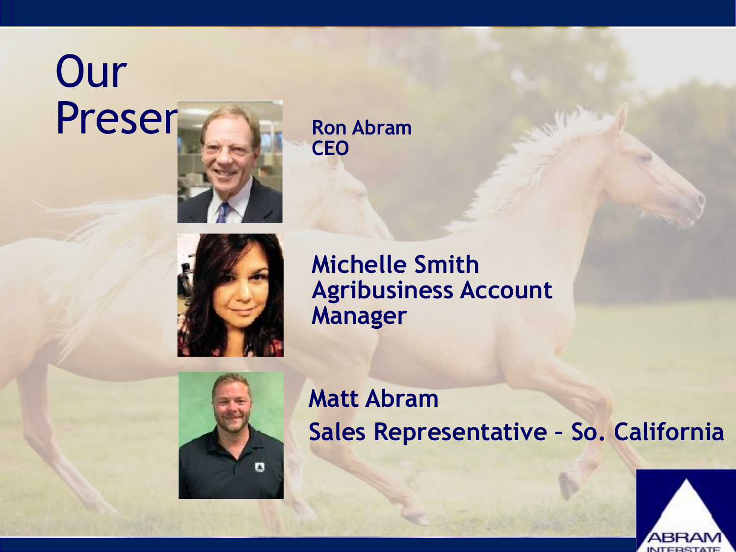# Our Preser

**Ron Abram**
**CEO**

**Michelle Smith**
**Agribusiness Account Manager**

**Matt Abram**
**Sales Representative – So. California**

ABRAM INTERSTATE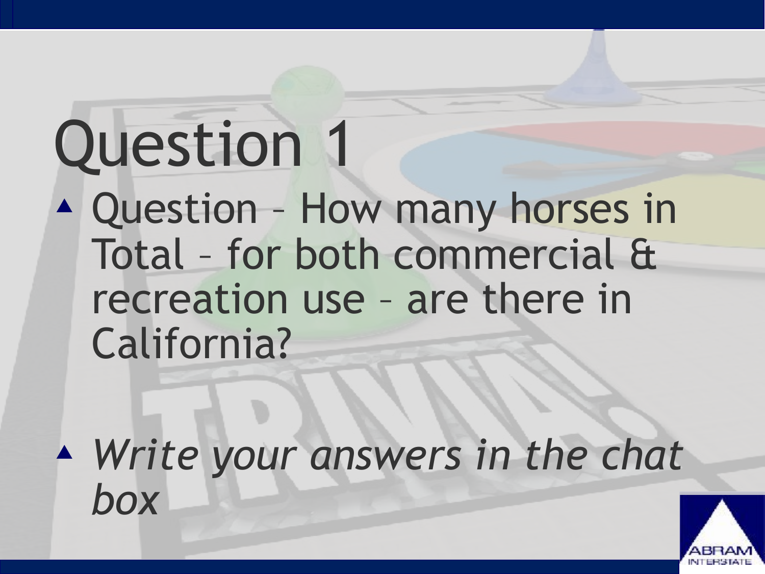# Question 1

- Question – How many horses in Total – for both commercial & recreation use – are there in California?

- *Write your answers in the chat box*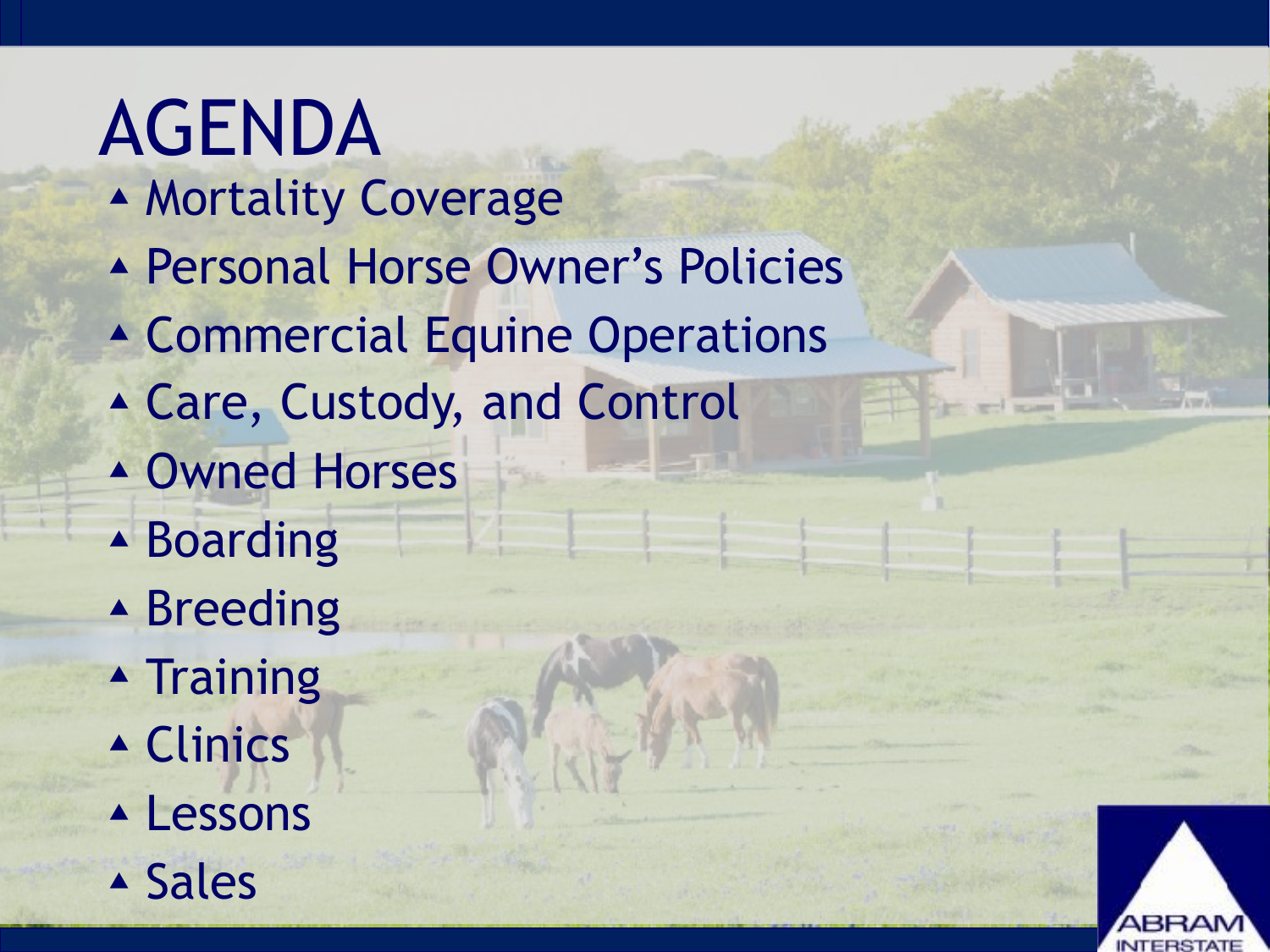# AGENDA

- Mortality Coverage
- Personal Horse Owner's Policies
- Commercial Equine Operations
- Care, Custody, and Control
- Owned Horses
- Boarding
- Breeding
- Training
- Clinics
- Lessons
- Sales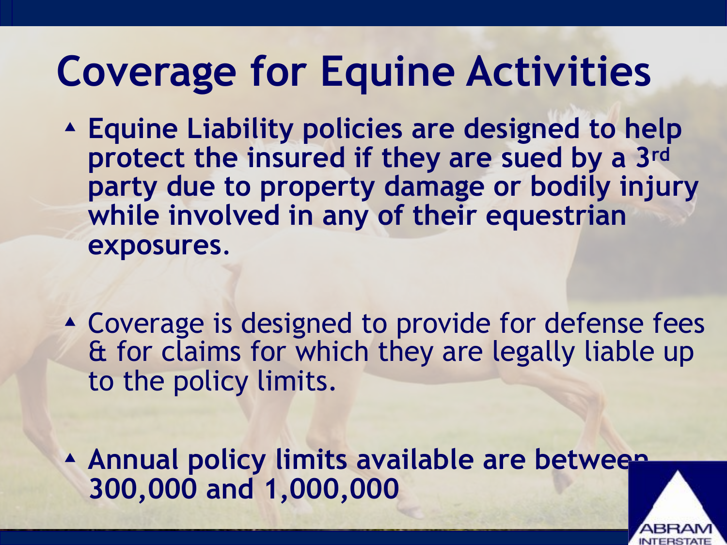# Coverage for Equine Activities

- **Equine Liability policies are designed to help protect the insured if they are sued by a 3rd party due to property damage or bodily injury while involved in any of their equestrian exposures.**

- Coverage is designed to provide for defense fees & for claims for which they are legally liable up to the policy limits.

- **Annual policy limits available are between 300,000 and 1,000,000**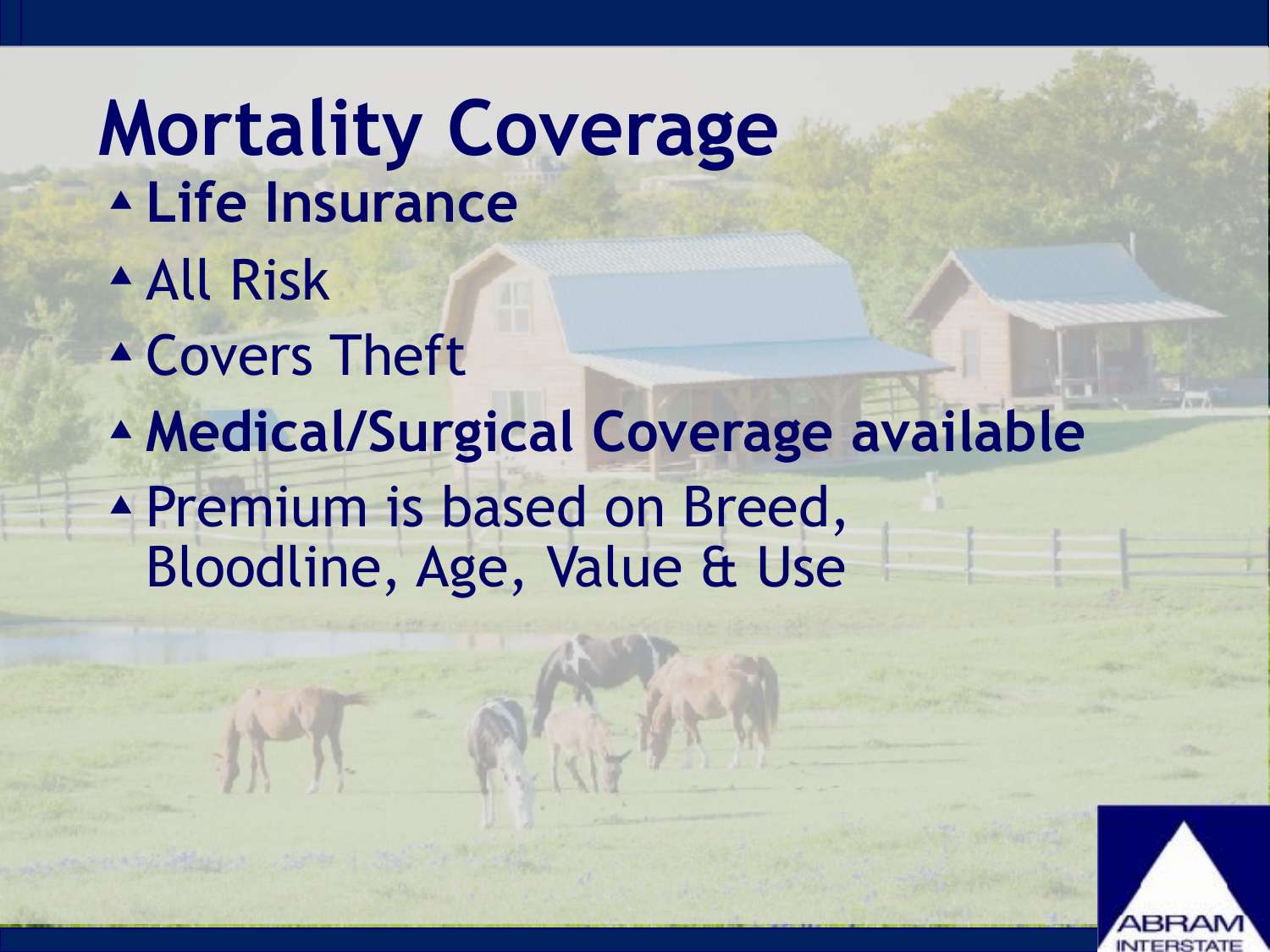# Mortality Coverage

- **Life Insurance**
- All Risk
- Covers Theft
- **Medical/Surgical Coverage available**
- Premium is based on Breed, Bloodline, Age, Value & Use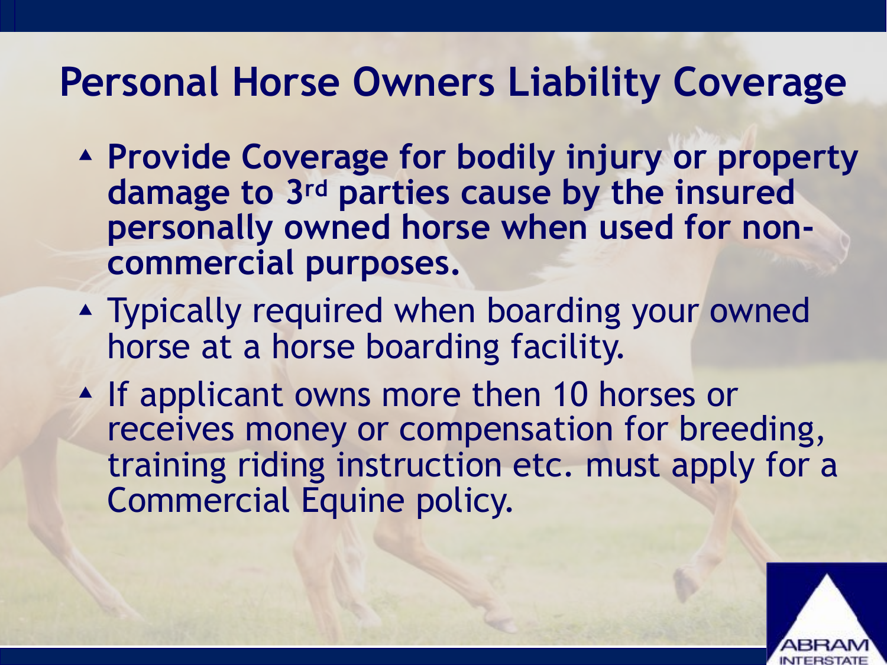# Personal Horse Owners Liability Coverage

- **Provide Coverage for bodily injury or property damage to 3rd parties cause by the insured personally owned horse when used for non-commercial purposes.**
- Typically required when boarding your owned horse at a horse boarding facility.
- If applicant owns more then 10 horses or receives money or compensation for breeding, training riding instruction etc. must apply for a Commercial Equine policy.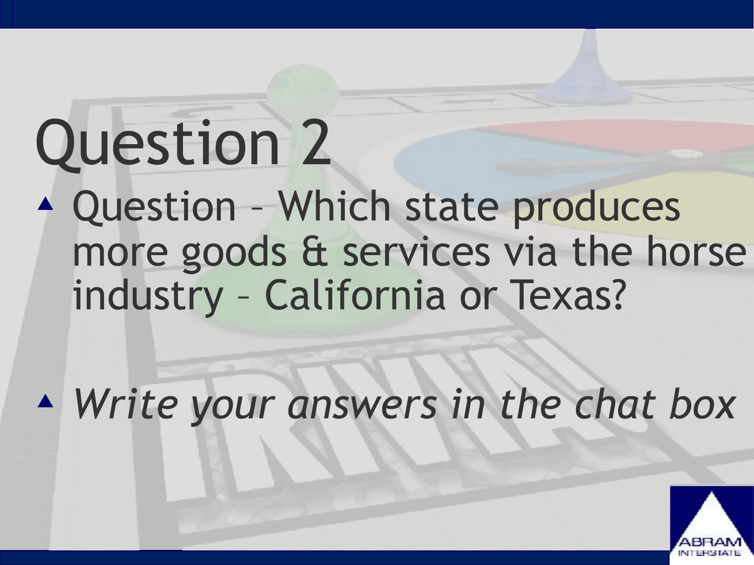# Question 2

- Question – Which state produces more goods & services via the horse industry – California or Texas?

- *Write your answers in the chat box*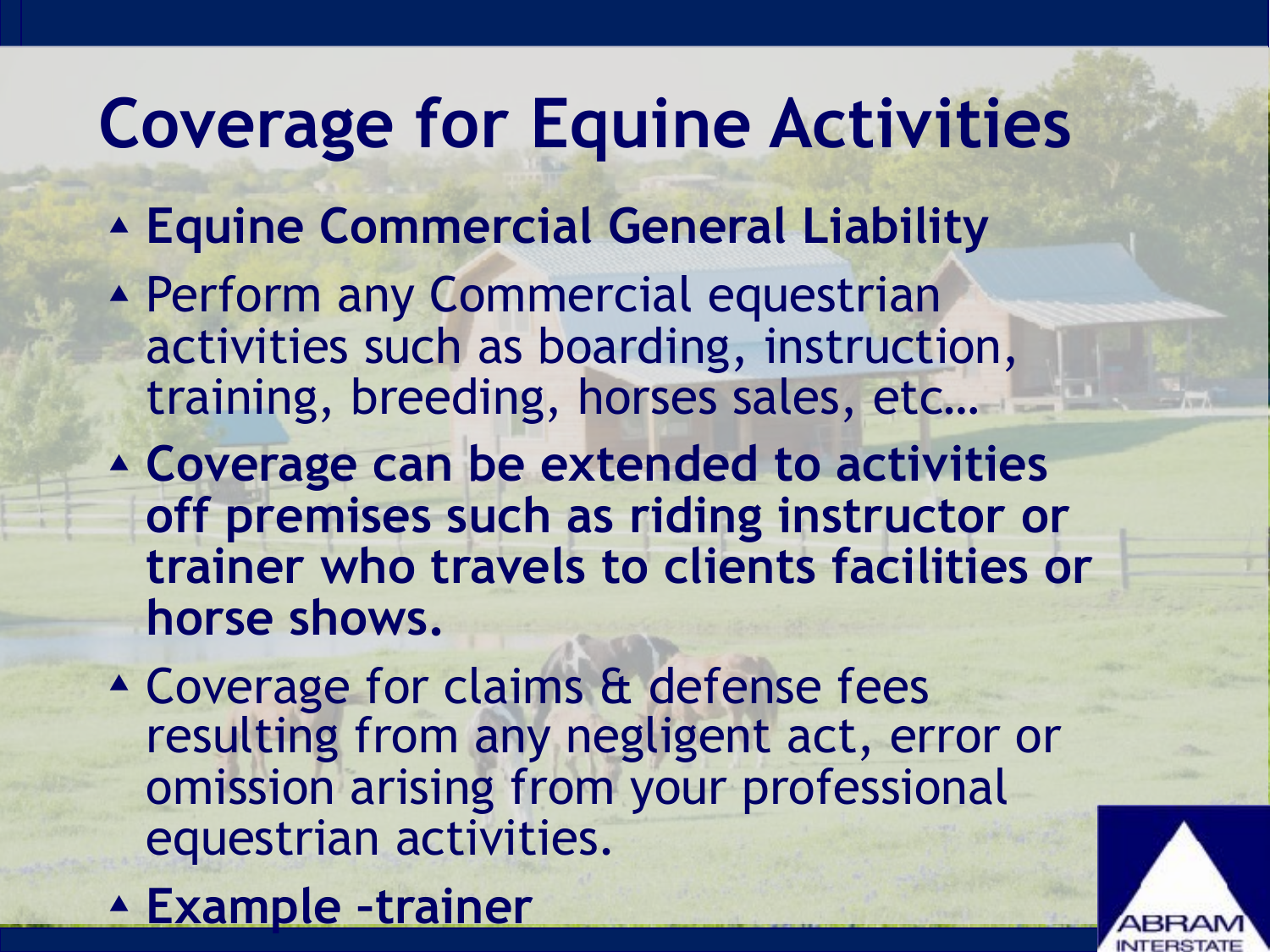# Coverage for Equine Activities

- **Equine Commercial General Liability**
- Perform any Commercial equestrian activities such as boarding, instruction, training, breeding, horses sales, etc…
- **Coverage can be extended to activities off premises such as riding instructor or trainer who travels to clients facilities or horse shows.**
- Coverage for claims & defense fees resulting from any negligent act, error or omission arising from your professional equestrian activities.
- **Example –trainer**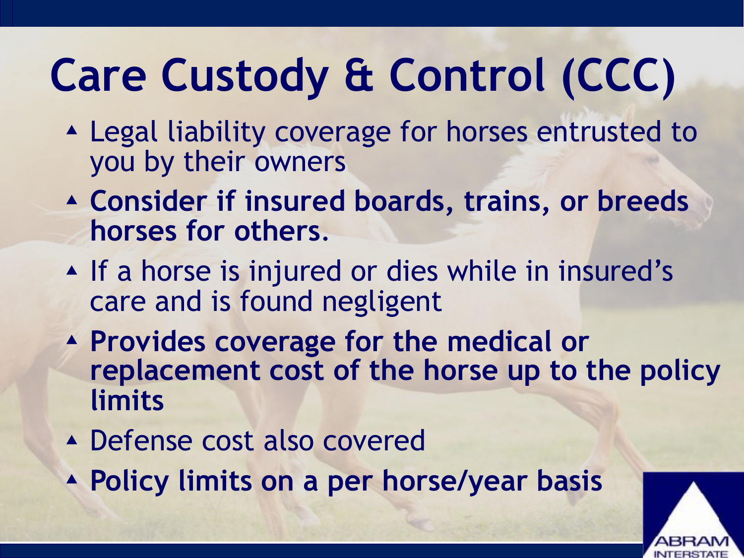# Care Custody & Control (CCC)

- Legal liability coverage for horses entrusted to you by their owners
- **Consider if insured boards, trains, or breeds horses for others.**
- If a horse is injured or dies while in insured's care and is found negligent
- **Provides coverage for the medical or replacement cost of the horse up to the policy limits**
- Defense cost also covered
- **Policy limits on a per horse/year basis**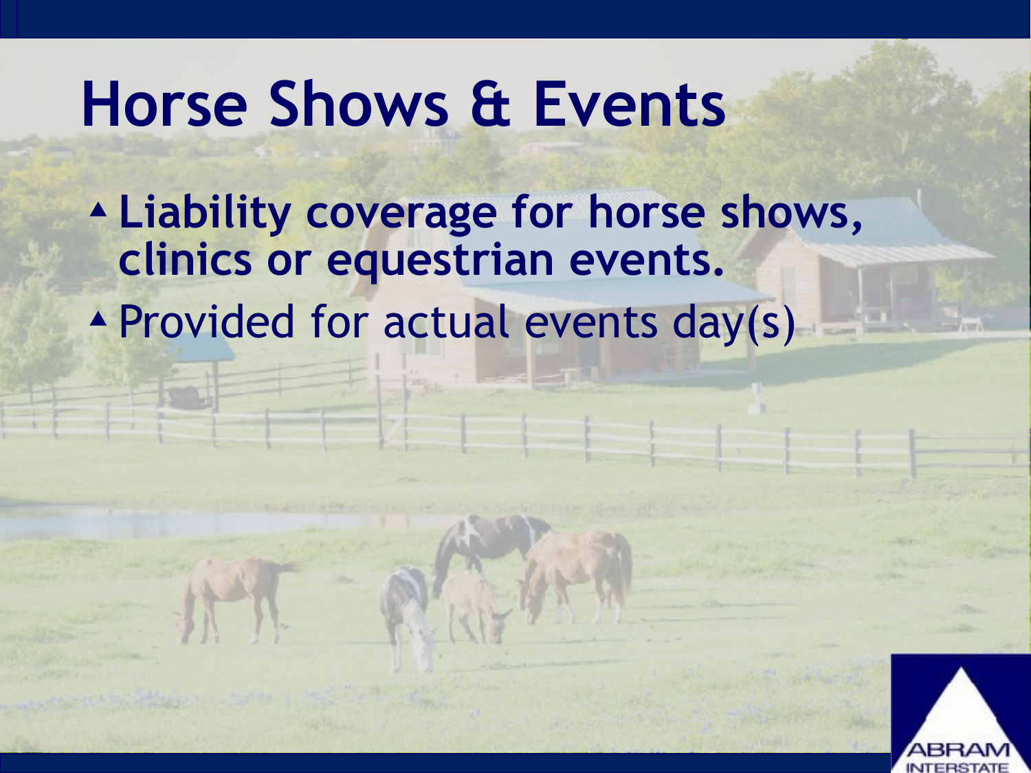# Horse Shows & Events

- **Liability coverage for horse shows, clinics or equestrian events.**
- Provided for actual events day(s)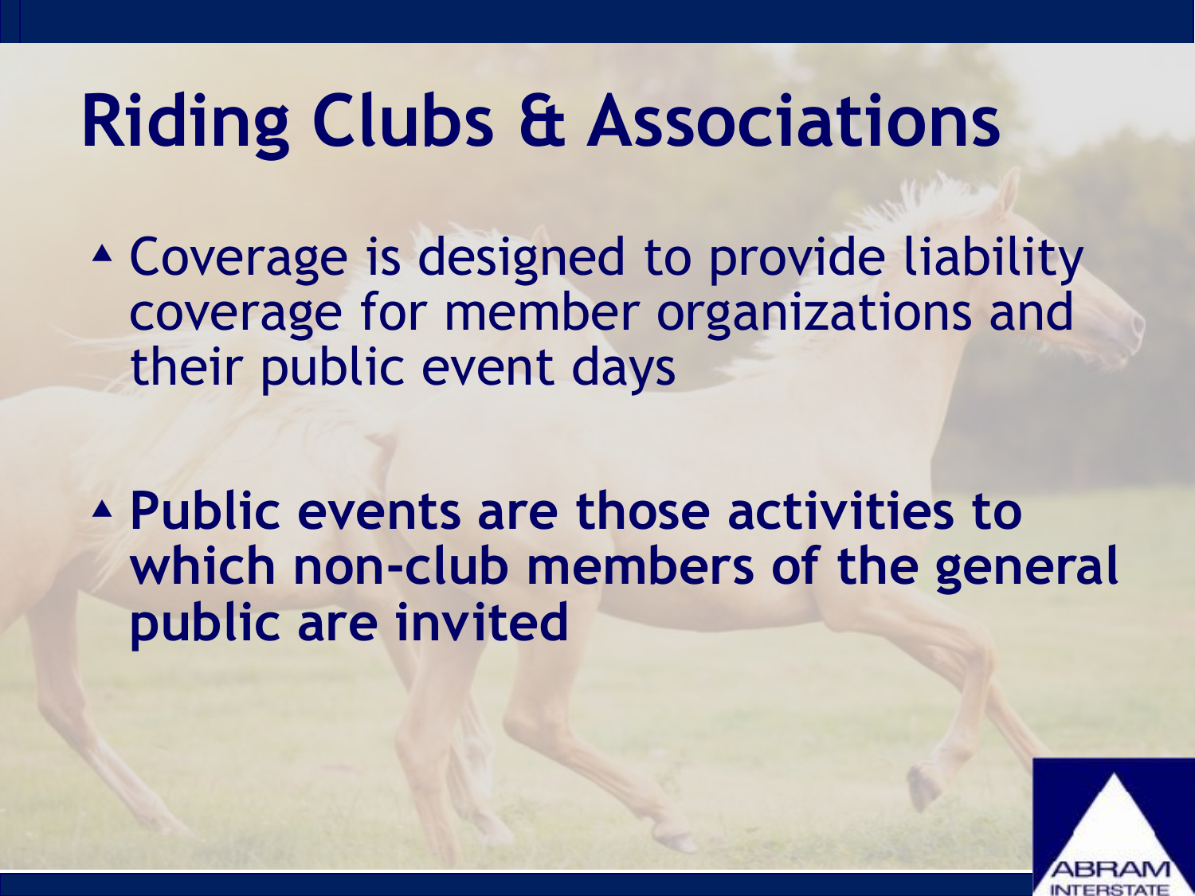# Riding Clubs & Associations

- Coverage is designed to provide liability coverage for member organizations and their public event days
- **Public events are those activities to which non-club members of the general public are invited**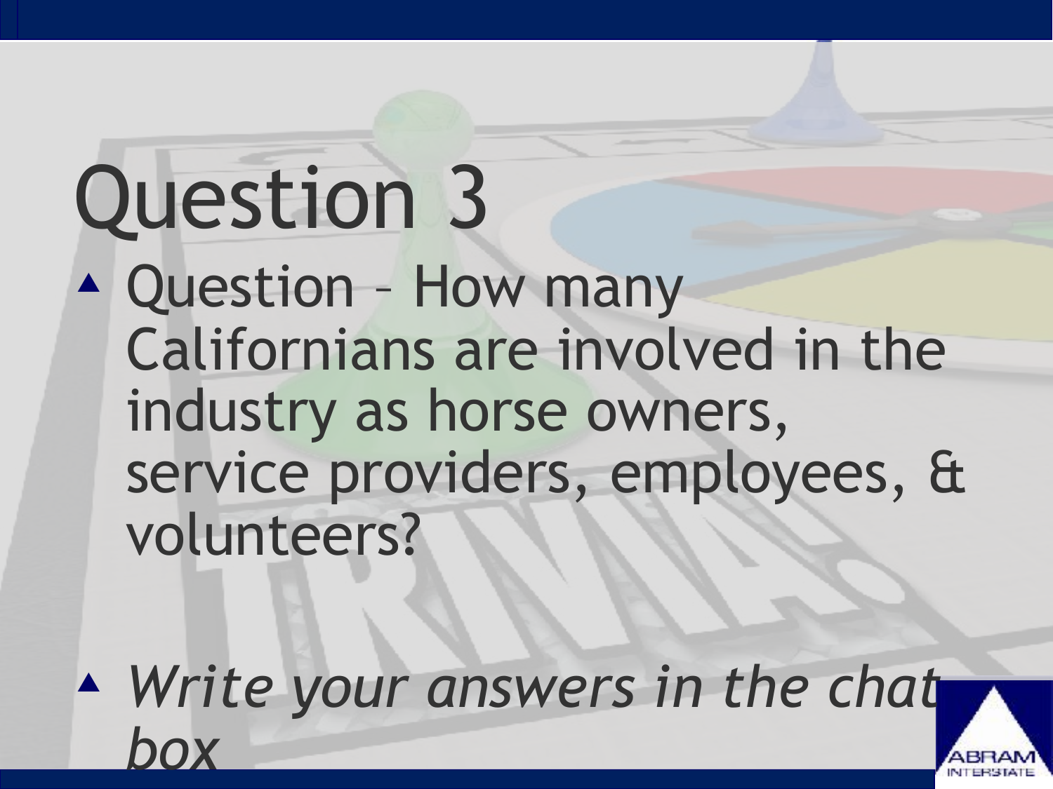# Question 3

- Question – How many Californians are involved in the industry as horse owners, service providers, employees, & volunteers?

- *Write your answers in the chat box*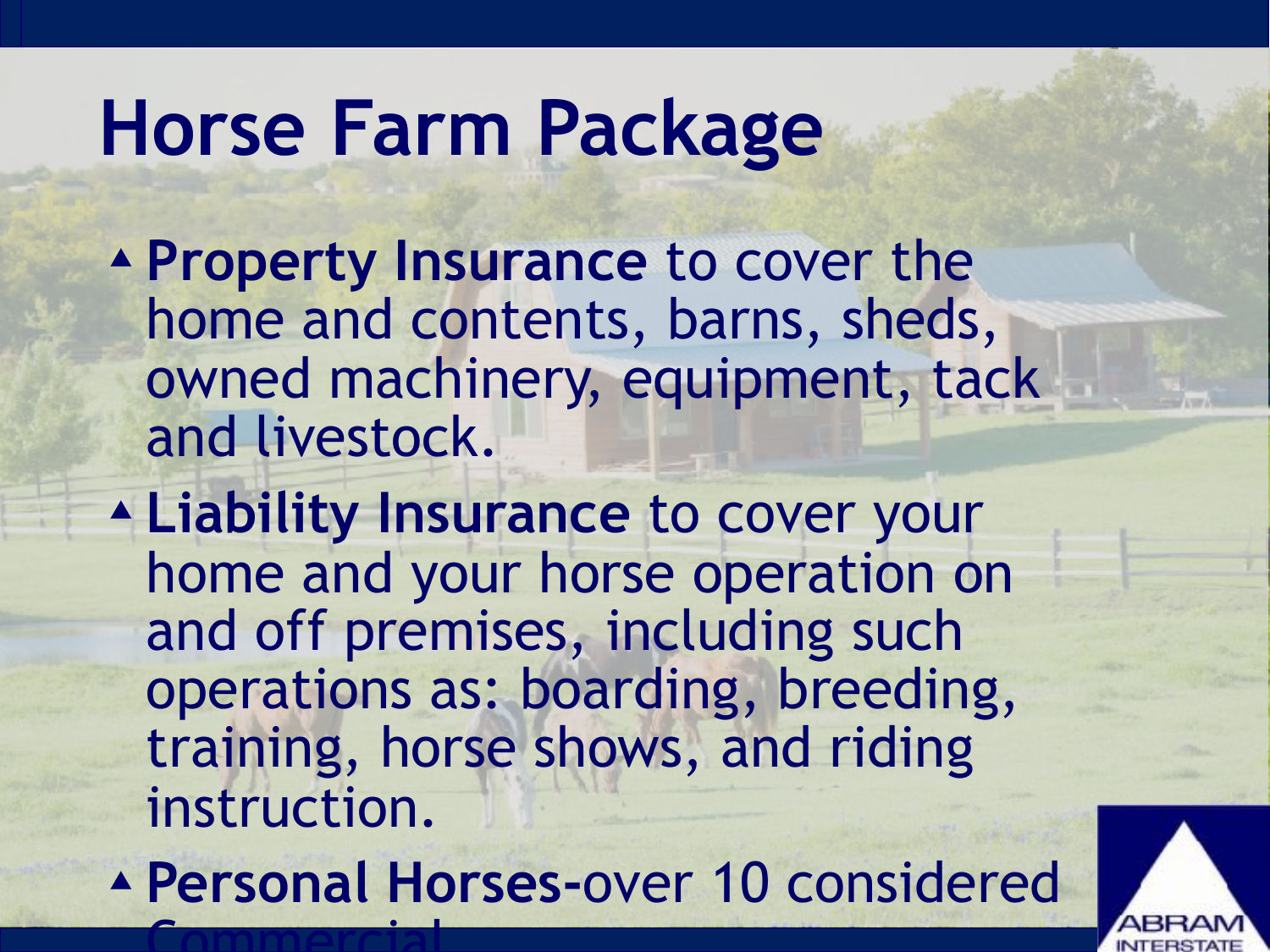# Horse Farm Package

- **Property Insurance** to cover the home and contents, barns, sheds, owned machinery, equipment, tack and livestock.
- **Liability Insurance** to cover your home and your horse operation on and off premises, including such operations as: boarding, breeding, training, horse shows, and riding instruction.
- **Personal Horses-**over 10 considered Commercial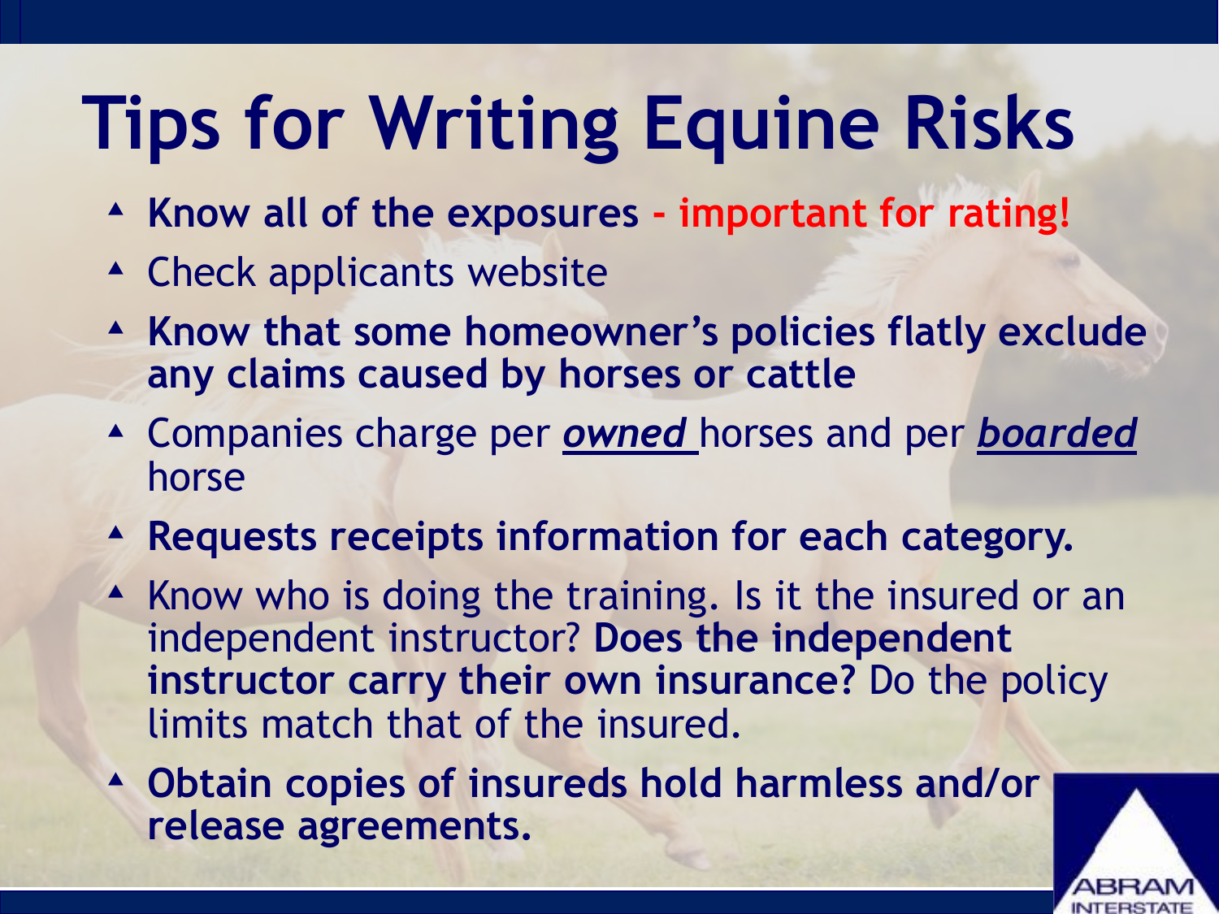# Tips for Writing Equine Risks

- **Know all of the exposures - important for rating!**
- Check applicants website
- **Know that some homeowner's policies flatly exclude any claims caused by horses or cattle**
- Companies charge per ***owned*** horses and per ***boarded*** horse
- **Requests receipts information for each category.**
- Know who is doing the training. Is it the insured or an independent instructor? **Does the independent instructor carry their own insurance?** Do the policy limits match that of the insured.
- **Obtain copies of insureds hold harmless and/or release agreements.**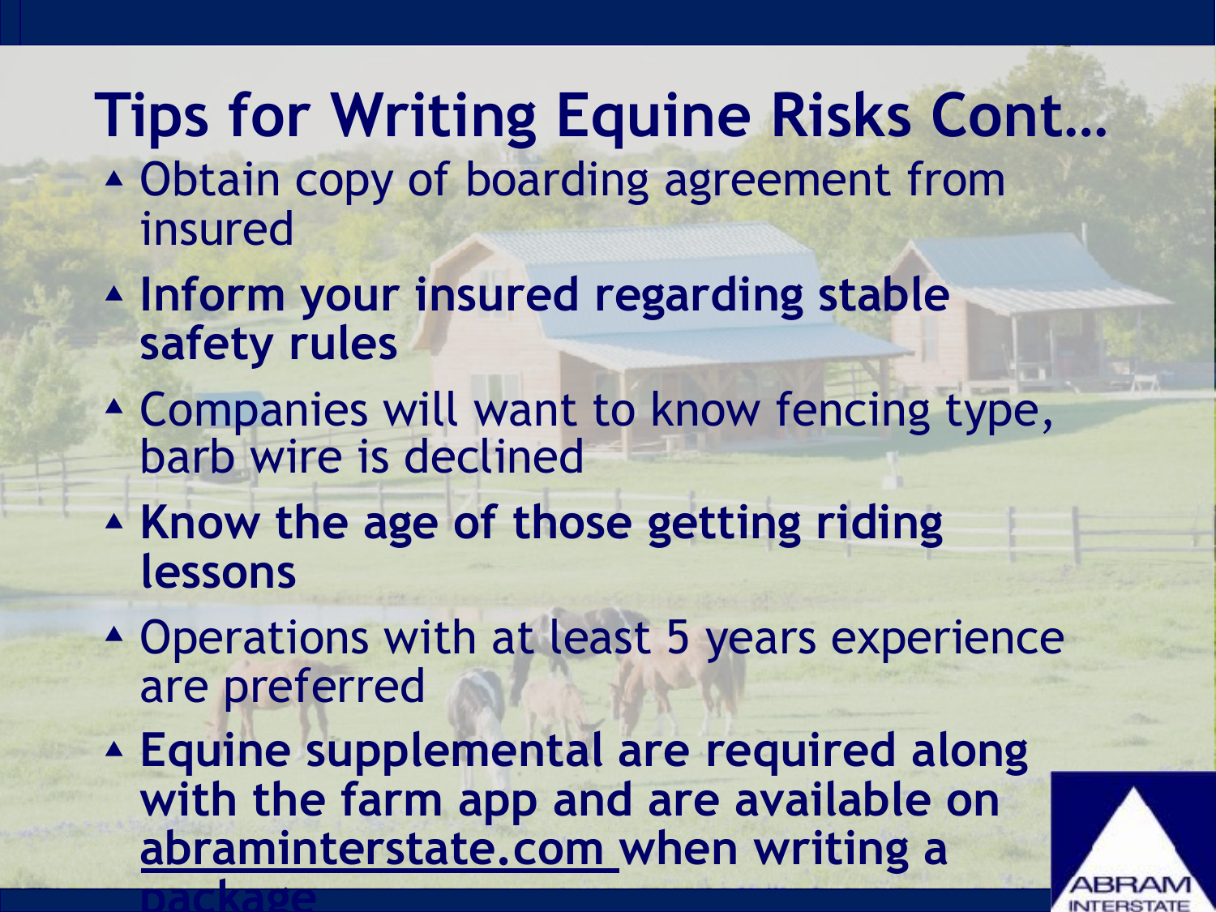# Tips for Writing Equine Risks Cont…

- Obtain copy of boarding agreement from insured
- **Inform your insured regarding stable safety rules**
- Companies will want to know fencing type, barb wire is declined
- **Know the age of those getting riding lessons**
- Operations with at least 5 years experience are preferred
- **Equine supplemental are required along with the farm app and are available on abraminterstate.com when writing a package**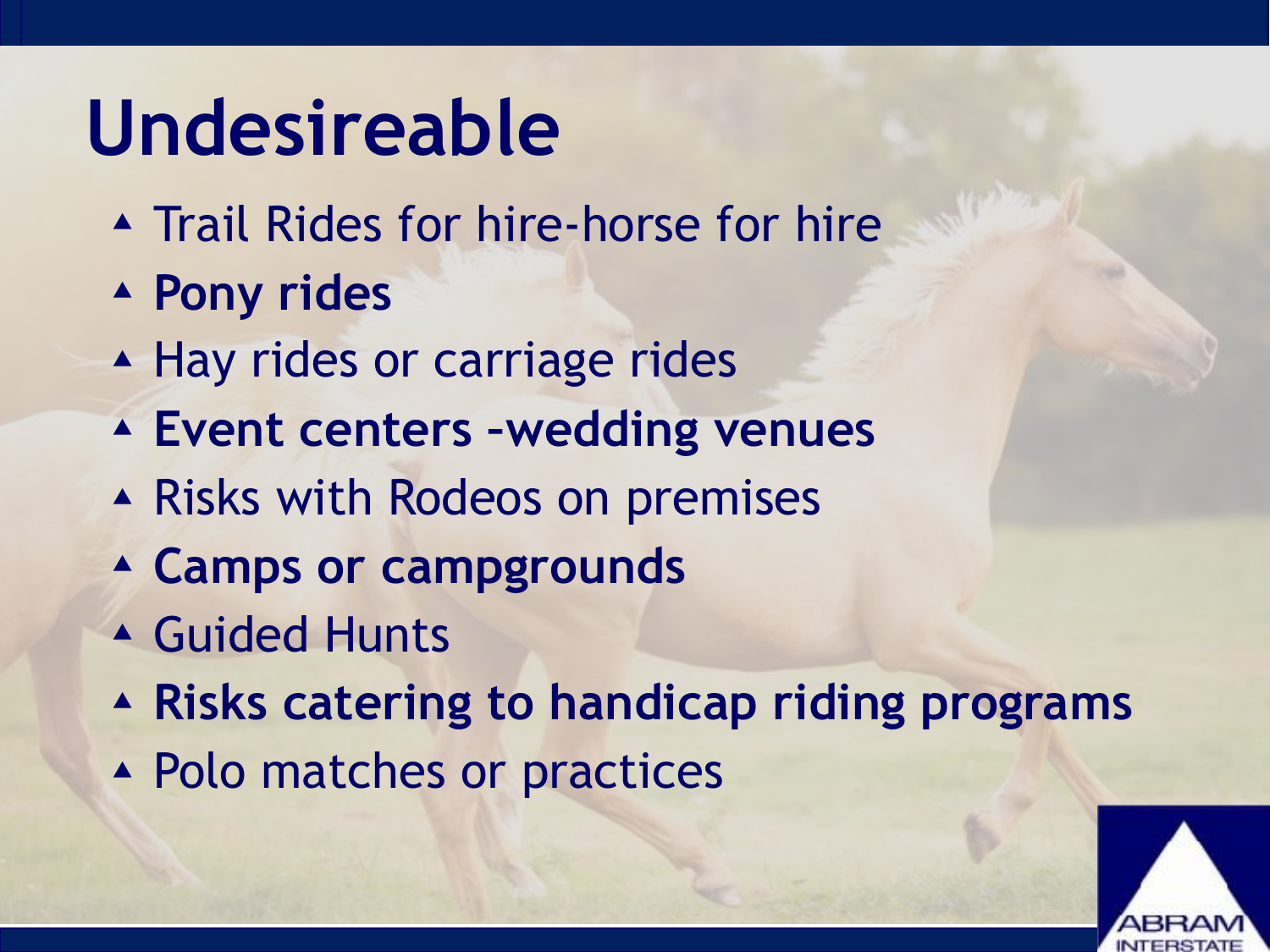# Undesireable

- Trail Rides for hire-horse for hire
- **Pony rides**
- Hay rides or carriage rides
- **Event centers –wedding venues**
- Risks with Rodeos on premises
- **Camps or campgrounds**
- Guided Hunts
- **Risks catering to handicap riding programs**
- Polo matches or practices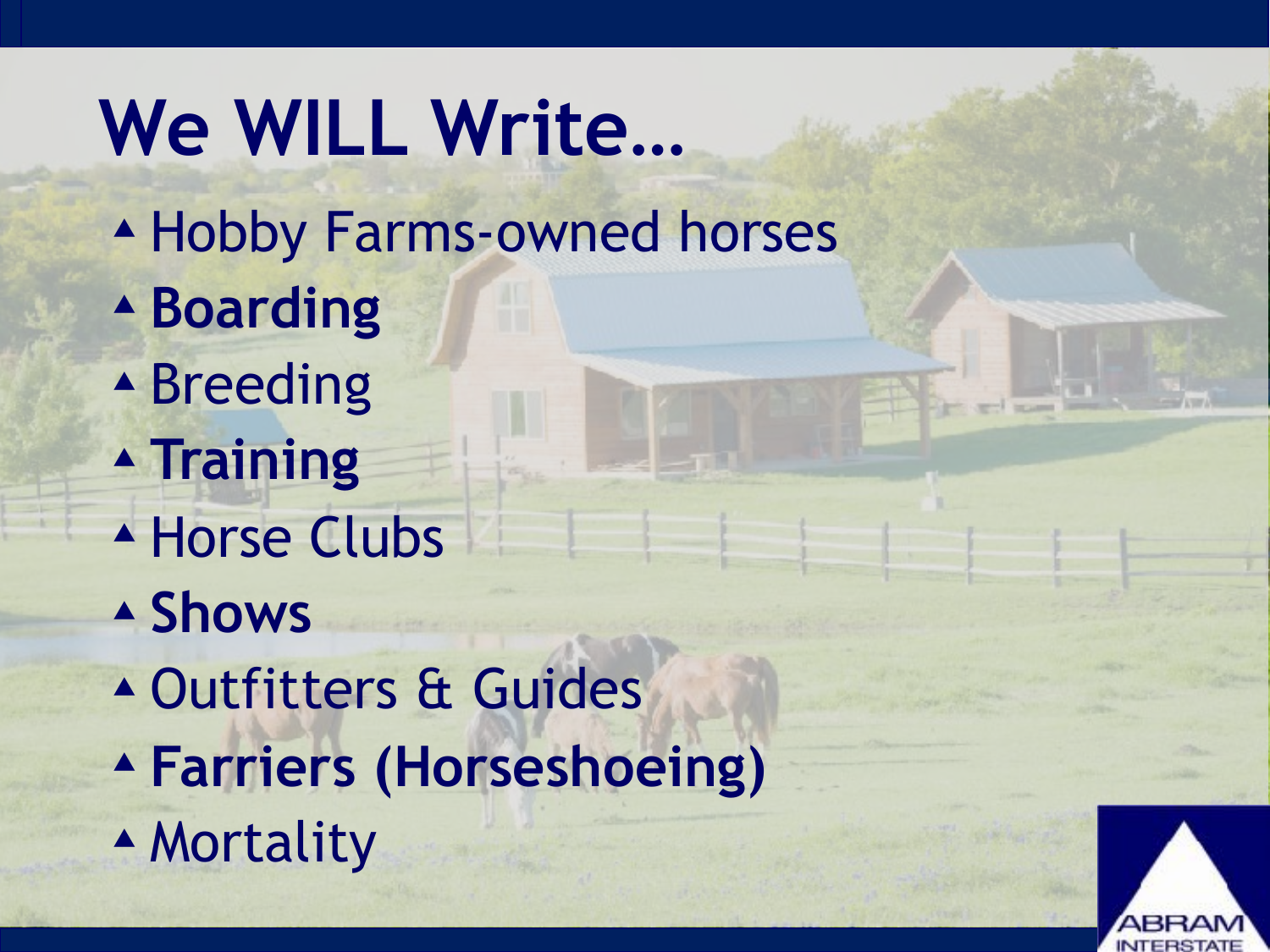# We WILL Write…

- Hobby Farms-owned horses
- **Boarding**
- Breeding
- **Training**
- Horse Clubs
- **Shows**
- Outfitters & Guides
- **Farriers (Horseshoeing)**
- Mortality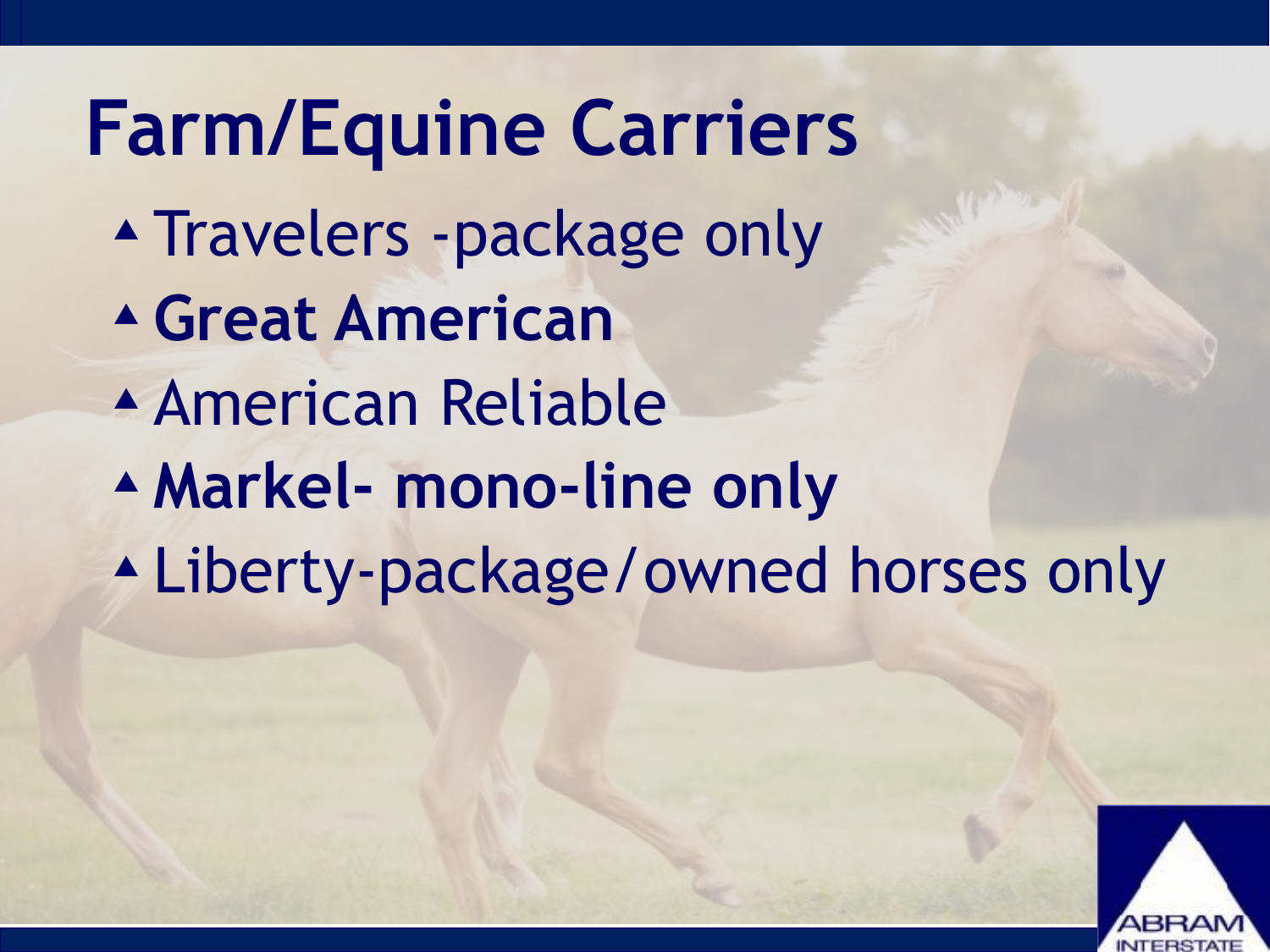# Farm/Equine Carriers

- Travelers -package only
- **Great American**
- American Reliable
- **Markel- mono-line only**
- Liberty-package/owned horses only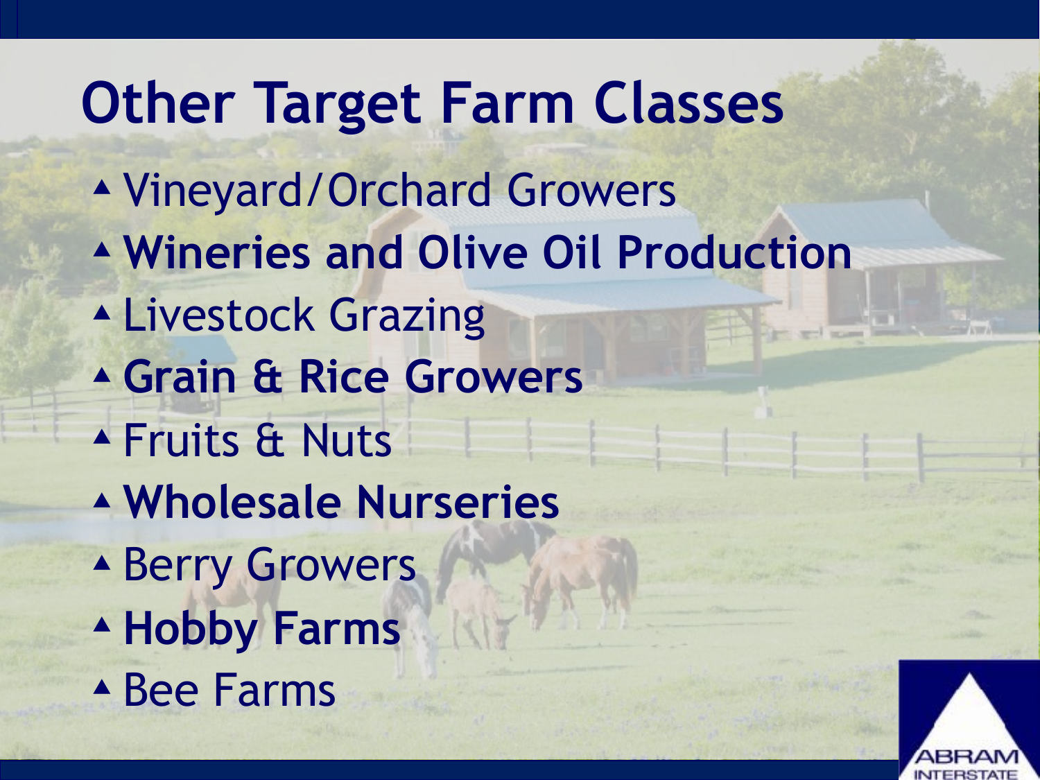# Other Target Farm Classes

- Vineyard/Orchard Growers
- **Wineries and Olive Oil Production**
- Livestock Grazing
- **Grain & Rice Growers**
- Fruits & Nuts
- **Wholesale Nurseries**
- Berry Growers
- **Hobby Farms**
- Bee Farms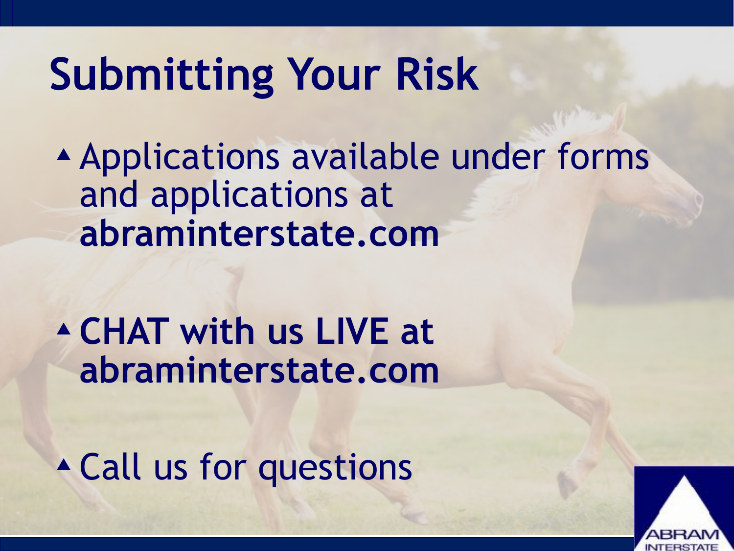# Submitting Your Risk

- Applications available under forms and applications at **abraminterstate.com**
- **CHAT with us LIVE at abraminterstate.com**
- Call us for questions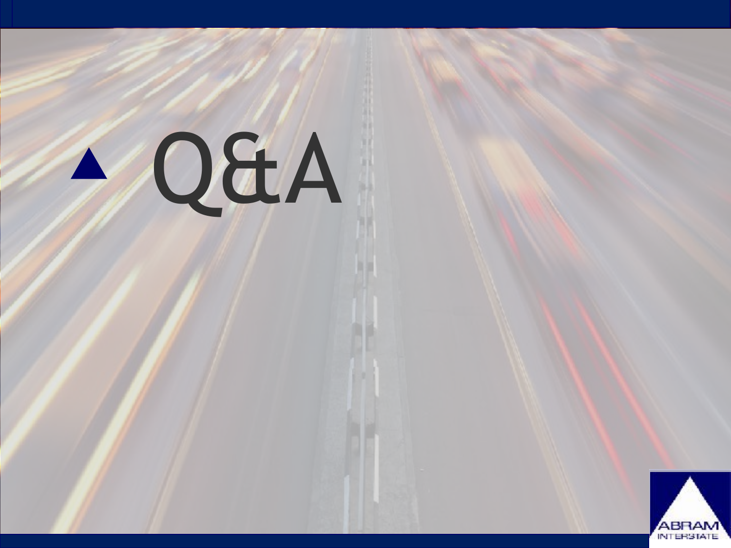- Q&A